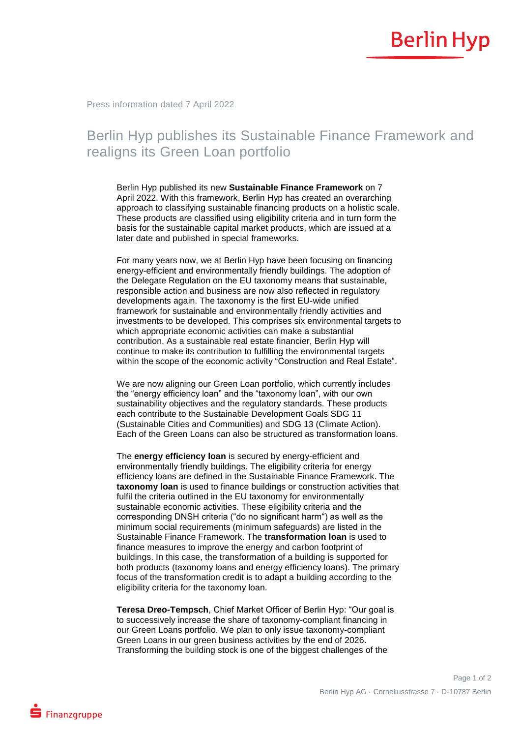Press information dated 7 April 2022

# Berlin Hyp publishes its Sustainable Finance Framework and realigns its Green Loan portfolio

Berlin Hyp published its new **Sustainable Finance Framework** on 7 April 2022. With this framework, Berlin Hyp has created an overarching approach to classifying sustainable financing products on a holistic scale. These products are classified using eligibility criteria and in turn form the basis for the sustainable capital market products, which are issued at a later date and published in special frameworks.

For many years now, we at Berlin Hyp have been focusing on financing energy-efficient and environmentally friendly buildings. The adoption of the Delegate Regulation on the EU taxonomy means that sustainable, responsible action and business are now also reflected in regulatory developments again. The taxonomy is the first EU-wide unified framework for sustainable and environmentally friendly activities and investments to be developed. This comprises six environmental targets to which appropriate economic activities can make a substantial contribution. As a sustainable real estate financier, Berlin Hyp will continue to make its contribution to fulfilling the environmental targets within the scope of the economic activity "Construction and Real Estate".

We are now aligning our Green Loan portfolio, which currently includes the "energy efficiency loan" and the "taxonomy loan", with our own sustainability objectives and the regulatory standards. These products each contribute to the Sustainable Development Goals SDG 11 (Sustainable Cities and Communities) and SDG 13 (Climate Action). Each of the Green Loans can also be structured as transformation loans.

The **energy efficiency loan** is secured by energy-efficient and environmentally friendly buildings. The eligibility criteria for energy efficiency loans are defined in the Sustainable Finance Framework. The **taxonomy loan** is used to finance buildings or construction activities that fulfil the criteria outlined in the EU taxonomy for environmentally sustainable economic activities. These eligibility criteria and the corresponding DNSH criteria ("do no significant harm") as well as the minimum social requirements (minimum safeguards) are listed in the Sustainable Finance Framework. The **transformation loan** is used to finance measures to improve the energy and carbon footprint of buildings. In this case, the transformation of a building is supported for both products (taxonomy loans and energy efficiency loans). The primary focus of the transformation credit is to adapt a building according to the eligibility criteria for the taxonomy loan.

**Teresa Dreo-Tempsch**, Chief Market Officer of Berlin Hyp: "Our goal is to successively increase the share of taxonomy-compliant financing in our Green Loans portfolio. We plan to only issue taxonomy-compliant Green Loans in our green business activities by the end of 2026. Transforming the building stock is one of the biggest challenges of the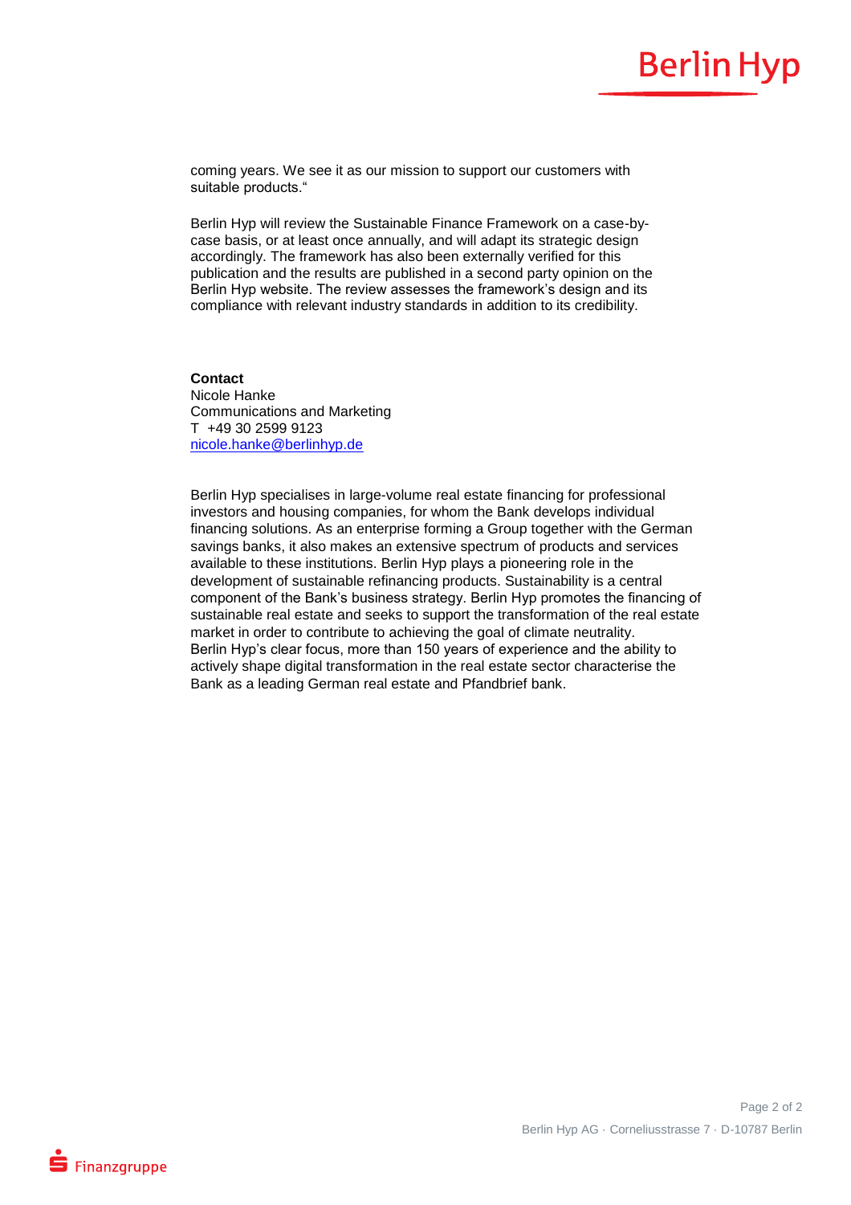coming years. We see it as our mission to support our customers with suitable products."

Berlin Hyp will review the Sustainable Finance Framework on a case-by-case basis, or at least once annually, and will adapt its strategic design accordingly. The framework has also been externally verified for this publication and the results are published in a second party opinion on the Berlin Hyp website. The review assesses the framework's design and its compliance with relevant industry standards in addition to its credibility.

**Contact**
Nicole Hanke
Communications and Marketing
T +49 30 2599 9123
nicole.hanke@berlinhyp.de

Berlin Hyp specialises in large-volume real estate financing for professional investors and housing companies, for whom the Bank develops individual financing solutions. As an enterprise forming a Group together with the German savings banks, it also makes an extensive spectrum of products and services available to these institutions. Berlin Hyp plays a pioneering role in the development of sustainable refinancing products. Sustainability is a central component of the Bank's business strategy. Berlin Hyp promotes the financing of sustainable real estate and seeks to support the transformation of the real estate market in order to contribute to achieving the goal of climate neutrality.
Berlin Hyp's clear focus, more than 150 years of experience and the ability to actively shape digital transformation in the real estate sector characterise the Bank as a leading German real estate and Pfandbrief bank.